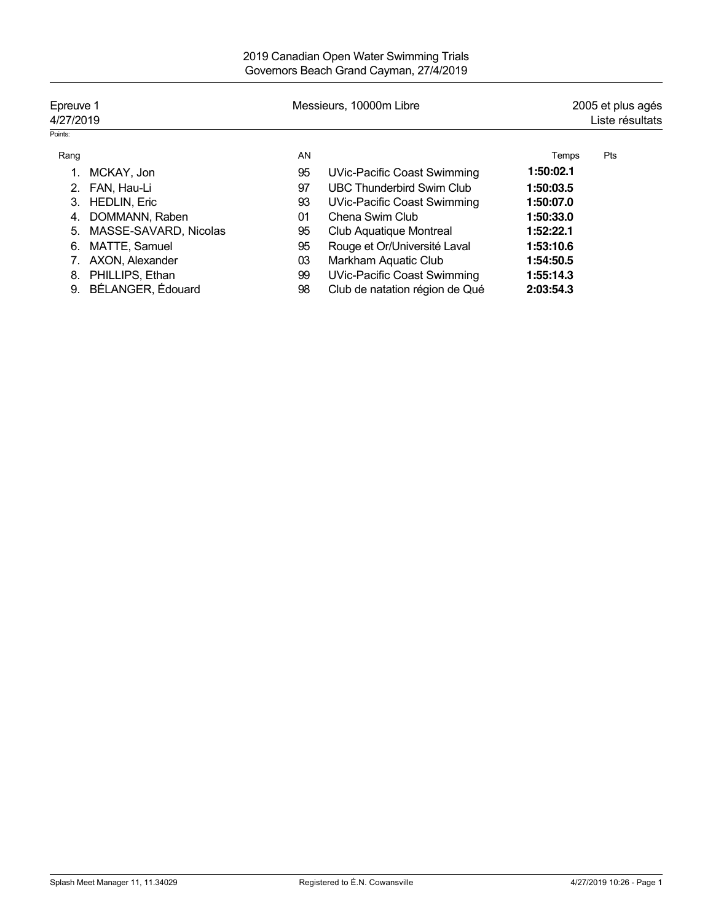# 2019 Canadian Open Water Swimming Trials
## Governors Beach Grand Cayman, 27/4/2019

Epreuve 1 | Messieurs, 10000m Libre | 2005 et plus agés

4/27/2019 | Liste résultats

Points:

| Rang | | AN | | Temps | Pts |
|---|---|---|---|---|---|
| 1. | MCKAY, Jon | 95 | UVic-Pacific Coast Swimming | **1:50:02.1** | |
| 2. | FAN, Hau-Li | 97 | UBC Thunderbird Swim Club | **1:50:03.5** | |
| 3. | HEDLIN, Eric | 93 | UVic-Pacific Coast Swimming | **1:50:07.0** | |
| 4. | DOMMANN, Raben | 01 | Chena Swim Club | **1:50:33.0** | |
| 5. | MASSE-SAVARD, Nicolas | 95 | Club Aquatique Montreal | **1:52:22.1** | |
| 6. | MATTE, Samuel | 95 | Rouge et Or/Université Laval | **1:53:10.6** | |
| 7. | AXON, Alexander | 03 | Markham Aquatic Club | **1:54:50.5** | |
| 8. | PHILLIPS, Ethan | 99 | UVic-Pacific Coast Swimming | **1:55:14.3** | |
| 9. | BÉLANGER, Édouard | 98 | Club de natation région de Qué | **2:03:54.3** | |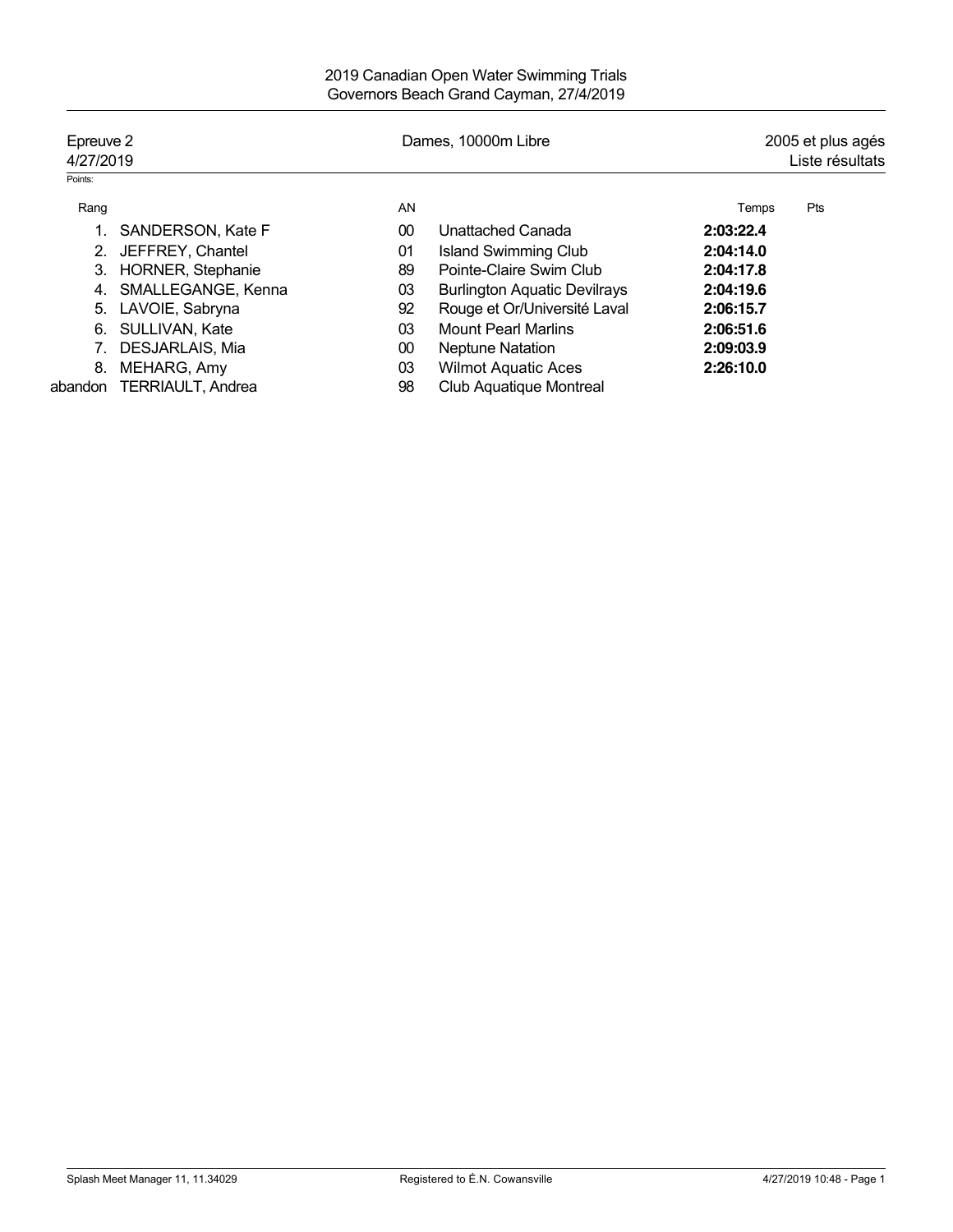# 2019 Canadian Open Water Swimming Trials

Governors Beach Grand Cayman, 27/4/2019

Epreuve 2 | Dames, 10000m Libre | 2005 et plus agés

4/27/2019 | Liste résultats

Points:

| Rang | | AN | | Temps | Pts |
|---|---|---|---|---|---|
| 1. | SANDERSON, Kate F | 00 | Unattached Canada | **2:03:22.4** | |
| 2. | JEFFREY, Chantel | 01 | Island Swimming Club | **2:04:14.0** | |
| 3. | HORNER, Stephanie | 89 | Pointe-Claire Swim Club | **2:04:17.8** | |
| 4. | SMALLEGANGE, Kenna | 03 | Burlington Aquatic Devilrays | **2:04:19.6** | |
| 5. | LAVOIE, Sabryna | 92 | Rouge et Or/Université Laval | **2:06:15.7** | |
| 6. | SULLIVAN, Kate | 03 | Mount Pearl Marlins | **2:06:51.6** | |
| 7. | DESJARLAIS, Mia | 00 | Neptune Natation | **2:09:03.9** | |
| 8. | MEHARG, Amy | 03 | Wilmot Aquatic Aces | **2:26:10.0** | |
| abandon | TERRIAULT, Andrea | 98 | Club Aquatique Montreal | | |

Splash Meet Manager 11, 11.34029 | Registered to É.N. Cowansville | 4/27/2019 10:48